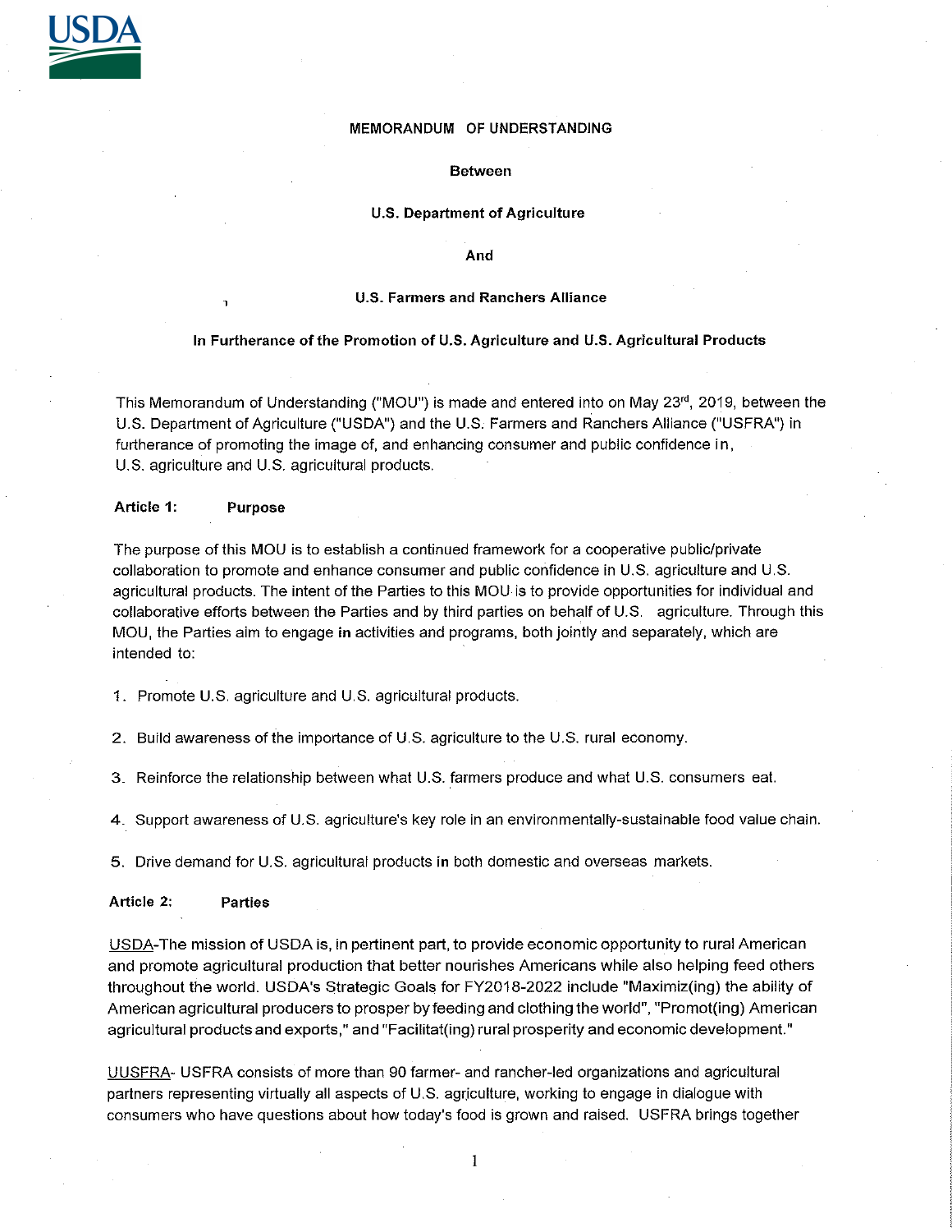USDA

MEMORANDUM OF UNDERSTANDING

Between

U.S. Department of Agriculture

And

U.S. Farmers and Ranchers Alliance

**In Furtherance of the Promotion of U.S. Agriculture and U.S. Agricultural Products**

This Memorandum of Understanding ("MOU") is made and entered into on May 23rd, 2019, between the U.S. Department of Agriculture ("USDA") and the U.S. Farmers and Ranchers Alliance ("USFRA") in furtherance of promoting the image of, and enhancing consumer and public confidence in, U.S. agriculture and U.S. agricultural products.

**Article 1: Purpose**

The purpose of this MOU is to establish a continued framework for a cooperative public/private collaboration to promote and enhance consumer and public confidence in U.S. agriculture and U.S. agricultural products. The intent of the Parties to this MOU is to provide opportunities for individual and collaborative efforts between the Parties and by third parties on behalf of U.S. agriculture. Through this MOU, the Parties aim to engage in activities and programs, both jointly and separately, which are intended to:

1. Promote U.S. agriculture and U.S. agricultural products.

2. Build awareness of the importance of U.S. agriculture to the U.S. rural economy.

3. Reinforce the relationship between what U.S. farmers produce and what U.S. consumers eat.

4. Support awareness of U.S. agriculture's key role in an environmentally-sustainable food value chain.

5. Drive demand for U.S. agricultural products in both domestic and overseas markets.

**Article 2: Parties**

USDA-The mission of USDA is, in pertinent part, to provide economic opportunity to rural American and promote agricultural production that better nourishes Americans while also helping feed others throughout the world. USDA's Strategic Goals for FY2018-2022 include "Maximiz(ing) the ability of American agricultural producers to prosper by feeding and clothing the world", "Promot(ing) American agricultural products and exports," and "Facilitat(ing) rural prosperity and economic development."

UUSFRA- USFRA consists of more than 90 farmer- and rancher-led organizations and agricultural partners representing virtually all aspects of U.S. agriculture, working to engage in dialogue with consumers who have questions about how today's food is grown and raised. USFRA brings together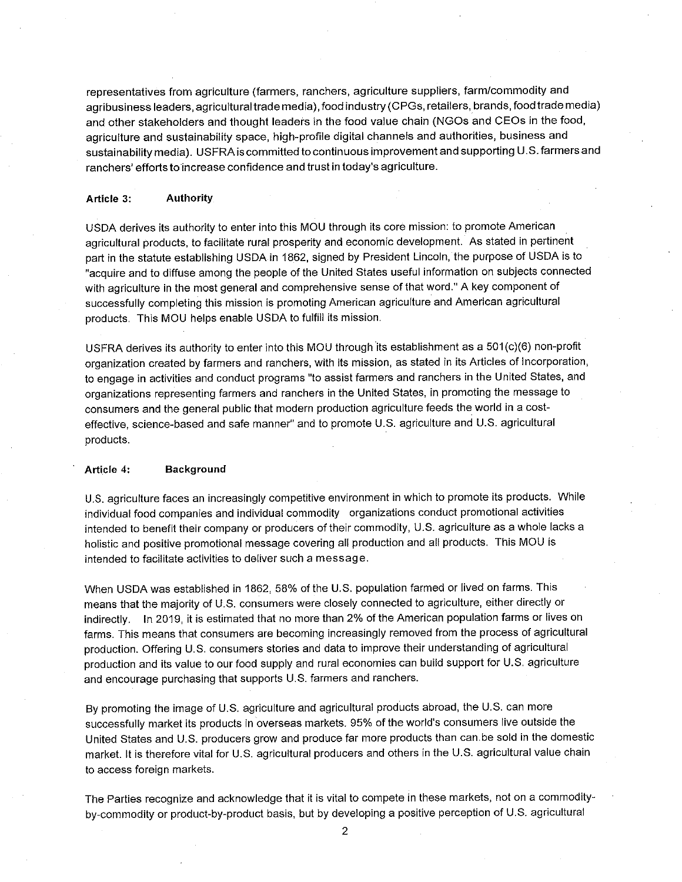representatives from agriculture (farmers, ranchers, agriculture suppliers, farm/commodity and agribusiness leaders, agricultural trade media), food industry (CPGs, retailers, brands, food trade media) and other stakeholders and thought leaders in the food value chain (NGOs and CEOs in the food, agriculture and sustainability space, high-profile digital channels and authorities, business and sustainability media). USFRA is committed to continuous improvement and supporting U.S. farmers and ranchers' efforts to increase confidence and trust in today's agriculture.

**Article 3: Authority**

USDA derives its authority to enter into this MOU through its core mission: to promote American agricultural products, to facilitate rural prosperity and economic development. As stated in pertinent part in the statute establishing USDA in 1862, signed by President Lincoln, the purpose of USDA is to "acquire and to diffuse among the people of the United States useful information on subjects connected with agriculture in the most general and comprehensive sense of that word." A key component of successfully completing this mission is promoting American agriculture and American agricultural products. This MOU helps enable USDA to fulfill its mission.

USFRA derives its authority to enter into this MOU through its establishment as a 501(c)(6) non-profit organization created by farmers and ranchers, with its mission, as stated in its Articles of Incorporation, to engage in activities and conduct programs "to assist farmers and ranchers in the United States, and organizations representing farmers and ranchers in the United States, in promoting the message to consumers and the general public that modern production agriculture feeds the world in a cost-effective, science-based and safe manner" and to promote U.S. agriculture and U.S. agricultural products.

**Article 4: Background**

U.S. agriculture faces an increasingly competitive environment in which to promote its products. While individual food companies and individual commodity organizations conduct promotional activities intended to benefit their company or producers of their commodity, U.S. agriculture as a whole lacks a holistic and positive promotional message covering all production and all products. This MOU is intended to facilitate activities to deliver such a message.

When USDA was established in 1862, 58% of the U.S. population farmed or lived on farms. This means that the majority of U.S. consumers were closely connected to agriculture, either directly or indirectly. In 2019, it is estimated that no more than 2% of the American population farms or lives on farms. This means that consumers are becoming increasingly removed from the process of agricultural production. Offering U.S. consumers stories and data to improve their understanding of agricultural production and its value to our food supply and rural economies can build support for U.S. agriculture and encourage purchasing that supports U.S. farmers and ranchers.

By promoting the image of U.S. agriculture and agricultural products abroad, the U.S. can more successfully market its products in overseas markets. 95% of the world's consumers live outside the United States and U.S. producers grow and produce far more products than can be sold in the domestic market. It is therefore vital for U.S. agricultural producers and others in the U.S. agricultural value chain to access foreign markets.

The Parties recognize and acknowledge that it is vital to compete in these markets, not on a commodity-by-commodity or product-by-product basis, but by developing a positive perception of U.S. agricultural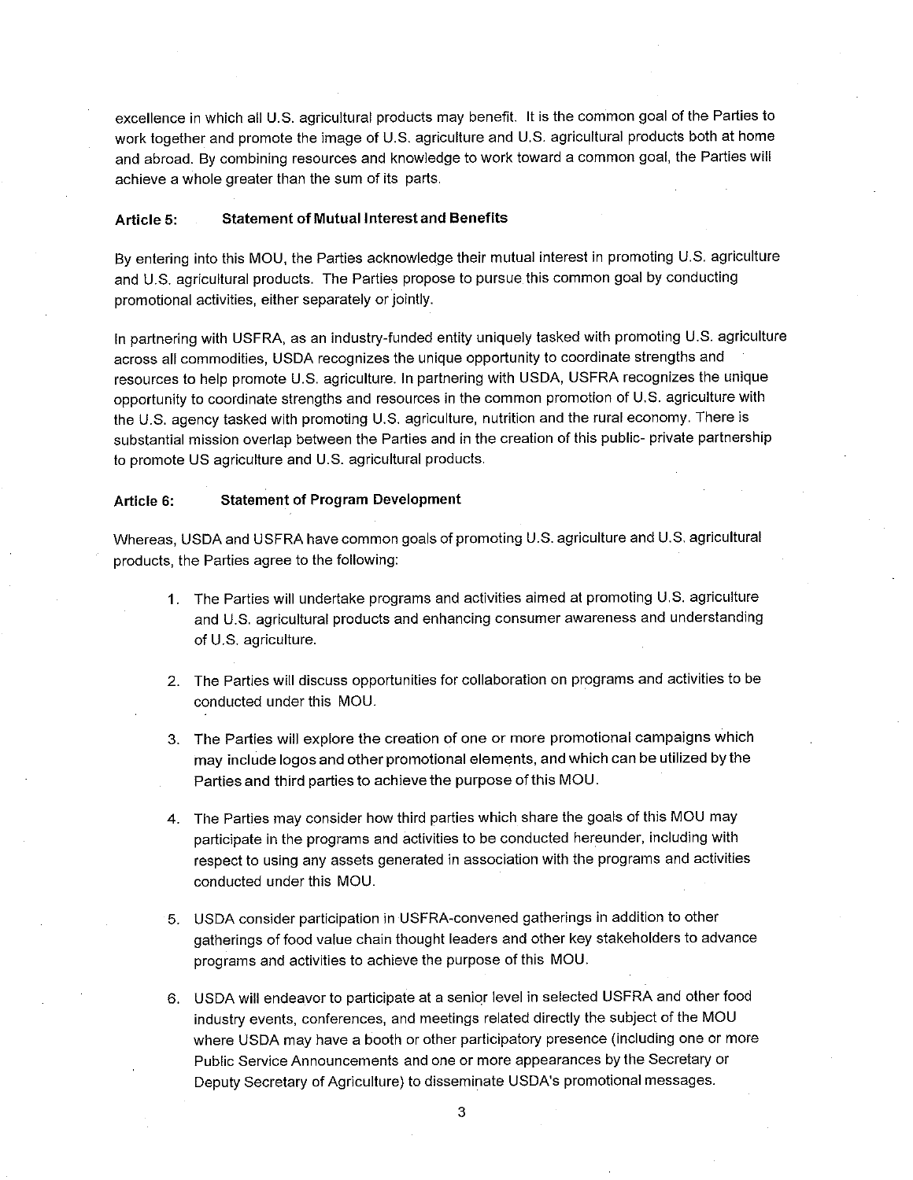excellence in which all U.S. agricultural products may benefit. It is the common goal of the Parties to work together and promote the image of U.S. agriculture and U.S. agricultural products both at home and abroad. By combining resources and knowledge to work toward a common goal, the Parties will achieve a whole greater than the sum of its parts.

**Article 5: Statement of Mutual Interest and Benefits**

By entering into this MOU, the Parties acknowledge their mutual interest in promoting U.S. agriculture and U.S. agricultural products. The Parties propose to pursue this common goal by conducting promotional activities, either separately or jointly.

In partnering with USFRA, as an industry-funded entity uniquely tasked with promoting U.S. agriculture across all commodities, USDA recognizes the unique opportunity to coordinate strengths and resources to help promote U.S. agriculture. In partnering with USDA, USFRA recognizes the unique opportunity to coordinate strengths and resources in the common promotion of U.S. agriculture with the U.S. agency tasked with promoting U.S. agriculture, nutrition and the rural economy. There is substantial mission overlap between the Parties and in the creation of this public- private partnership to promote US agriculture and U.S. agricultural products.

**Article 6: Statement of Program Development**

Whereas, USDA and USFRA have common goals of promoting U.S. agriculture and U.S. agricultural products, the Parties agree to the following:

1. The Parties will undertake programs and activities aimed at promoting U.S. agriculture and U.S. agricultural products and enhancing consumer awareness and understanding of U.S. agriculture.

2. The Parties will discuss opportunities for collaboration on programs and activities to be conducted under this MOU.

3. The Parties will explore the creation of one or more promotional campaigns which may include logos and other promotional elements, and which can be utilized by the Parties and third parties to achieve the purpose of this MOU.

4. The Parties may consider how third parties which share the goals of this MOU may participate in the programs and activities to be conducted hereunder, including with respect to using any assets generated in association with the programs and activities conducted under this MOU.

5. USDA consider participation in USFRA-convened gatherings in addition to other gatherings of food value chain thought leaders and other key stakeholders to advance programs and activities to achieve the purpose of this MOU.

6. USDA will endeavor to participate at a senior level in selected USFRA and other food industry events, conferences, and meetings related directly the subject of the MOU where USDA may have a booth or other participatory presence (including one or more Public Service Announcements and one or more appearances by the Secretary or Deputy Secretary of Agriculture) to disseminate USDA's promotional messages.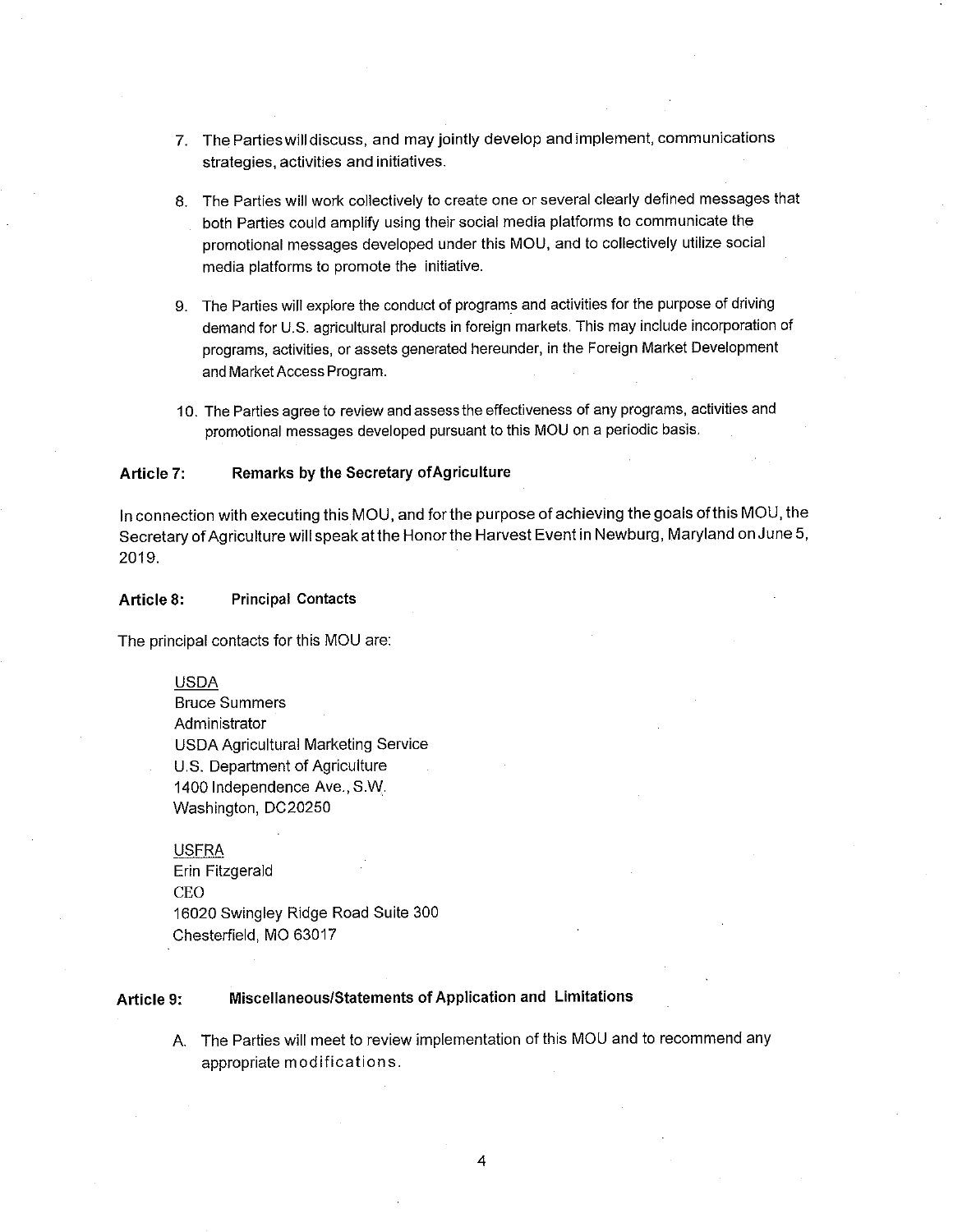7. The Parties will discuss, and may jointly develop and implement, communications strategies, activities and initiatives.

8. The Parties will work collectively to create one or several clearly defined messages that both Parties could amplify using their social media platforms to communicate the promotional messages developed under this MOU, and to collectively utilize social media platforms to promote the initiative.

9. The Parties will explore the conduct of programs and activities for the purpose of driving demand for U.S. agricultural products in foreign markets. This may include incorporation of programs, activities, or assets generated hereunder, in the Foreign Market Development and Market Access Program.

10. The Parties agree to review and assess the effectiveness of any programs, activities and promotional messages developed pursuant to this MOU on a periodic basis.

**Article 7: Remarks by the Secretary of Agriculture**

In connection with executing this MOU, and for the purpose of achieving the goals of this MOU, the Secretary of Agriculture will speak at the Honor the Harvest Event in Newburg, Maryland on June 5, 2019.

**Article 8: Principal Contacts**

The principal contacts for this MOU are:

USDA
Bruce Summers
Administrator
USDA Agricultural Marketing Service
U.S. Department of Agriculture
1400 Independence Ave., S.W.
Washington, DC 20250

USFRA
Erin Fitzgerald
CEO
16020 Swingley Ridge Road Suite 300
Chesterfield, MO 63017

**Article 9: Miscellaneous/Statements of Application and Limitations**

A. The Parties will meet to review implementation of this MOU and to recommend any appropriate modifications.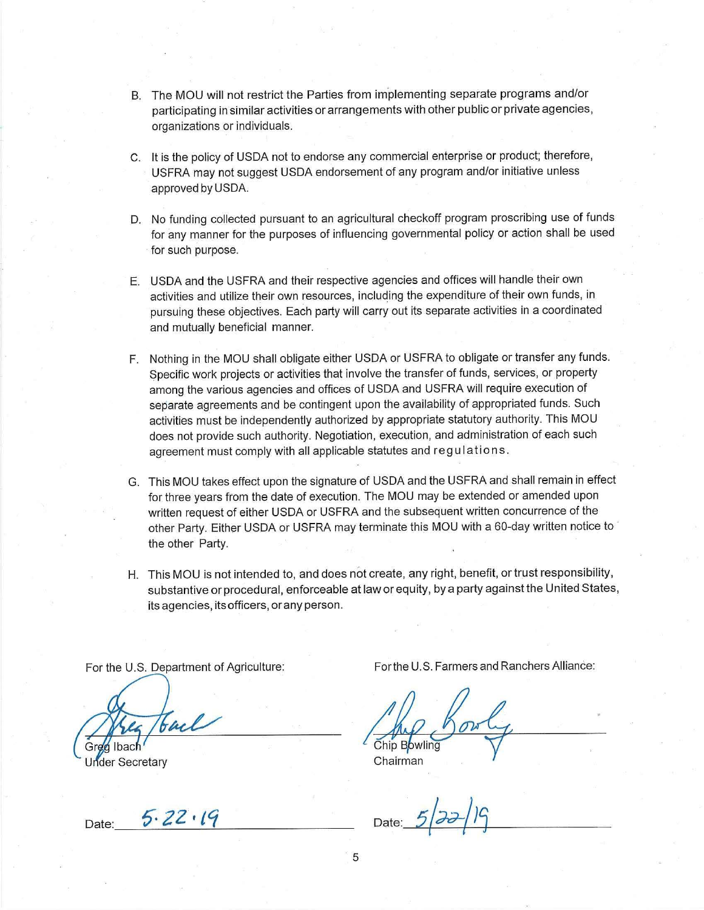B. The MOU will not restrict the Parties from implementing separate programs and/or participating in similar activities or arrangements with other public or private agencies, organizations or individuals.

C. It is the policy of USDA not to endorse any commercial enterprise or product; therefore, USFRA may not suggest USDA endorsement of any program and/or initiative unless approved by USDA.

D. No funding collected pursuant to an agricultural checkoff program proscribing use of funds for any manner for the purposes of influencing governmental policy or action shall be used for such purpose.

E. USDA and the USFRA and their respective agencies and offices will handle their own activities and utilize their own resources, including the expenditure of their own funds, in pursuing these objectives. Each party will carry out its separate activities in a coordinated and mutually beneficial manner.

F. Nothing in the MOU shall obligate either USDA or USFRA to obligate or transfer any funds. Specific work projects or activities that involve the transfer of funds, services, or property among the various agencies and offices of USDA and USFRA will require execution of separate agreements and be contingent upon the availability of appropriated funds. Such activities must be independently authorized by appropriate statutory authority. This MOU does not provide such authority. Negotiation, execution, and administration of each such agreement must comply with all applicable statutes and regulations.

G. This MOU takes effect upon the signature of USDA and the USFRA and shall remain in effect for three years from the date of execution. The MOU may be extended or amended upon written request of either USDA or USFRA and the subsequent written concurrence of the other Party. Either USDA or USFRA may terminate this MOU with a 60-day written notice to the other Party.

H. This MOU is not intended to, and does not create, any right, benefit, or trust responsibility, substantive or procedural, enforceable at law or equity, by a party against the United States, its agencies, its officers, or any person.

For the U.S. Department of Agriculture:

Greg Ibach
Under Secretary

Date: 5.22.19

For the U.S. Farmers and Ranchers Alliance:

Chip Bowling
Chairman

Date: 5/22/19